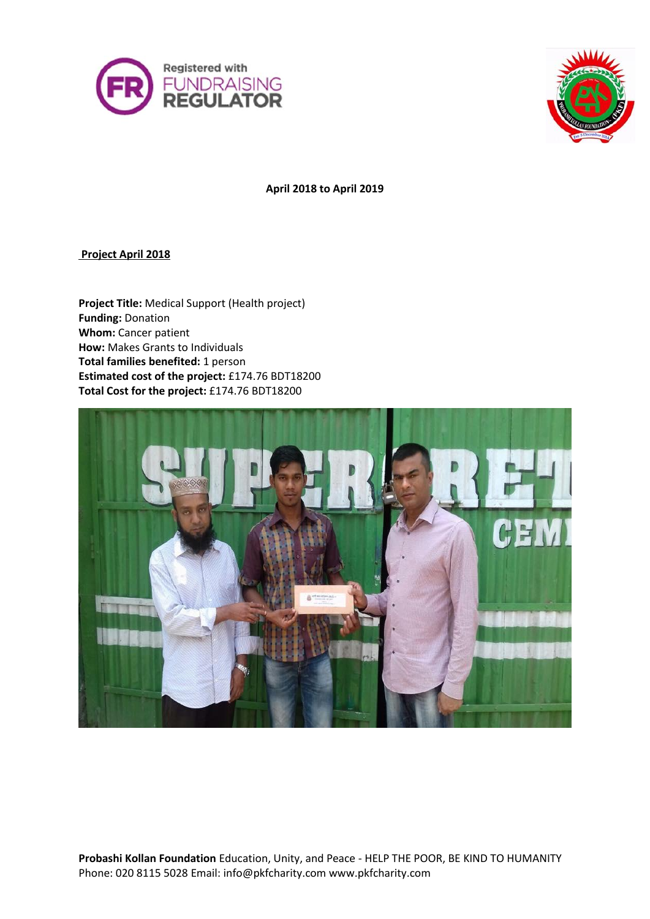**April 2018 to April 2019**

**Project April 2018**

**Project Title:** Medical Support (Health project)
**Funding:** Donation
**Whom:** Cancer patient
**How:** Makes Grants to Individuals
**Total families benefited:** 1 person
**Estimated cost of the project:** £174.76 BDT18200
**Total Cost for the project:** £174.76 BDT18200

**Probashi Kollan Foundation** Education, Unity, and Peace - HELP THE POOR, BE KIND TO HUMANITY
Phone: 020 8115 5028 Email: info@pkfcharity.com www.pkfcharity.com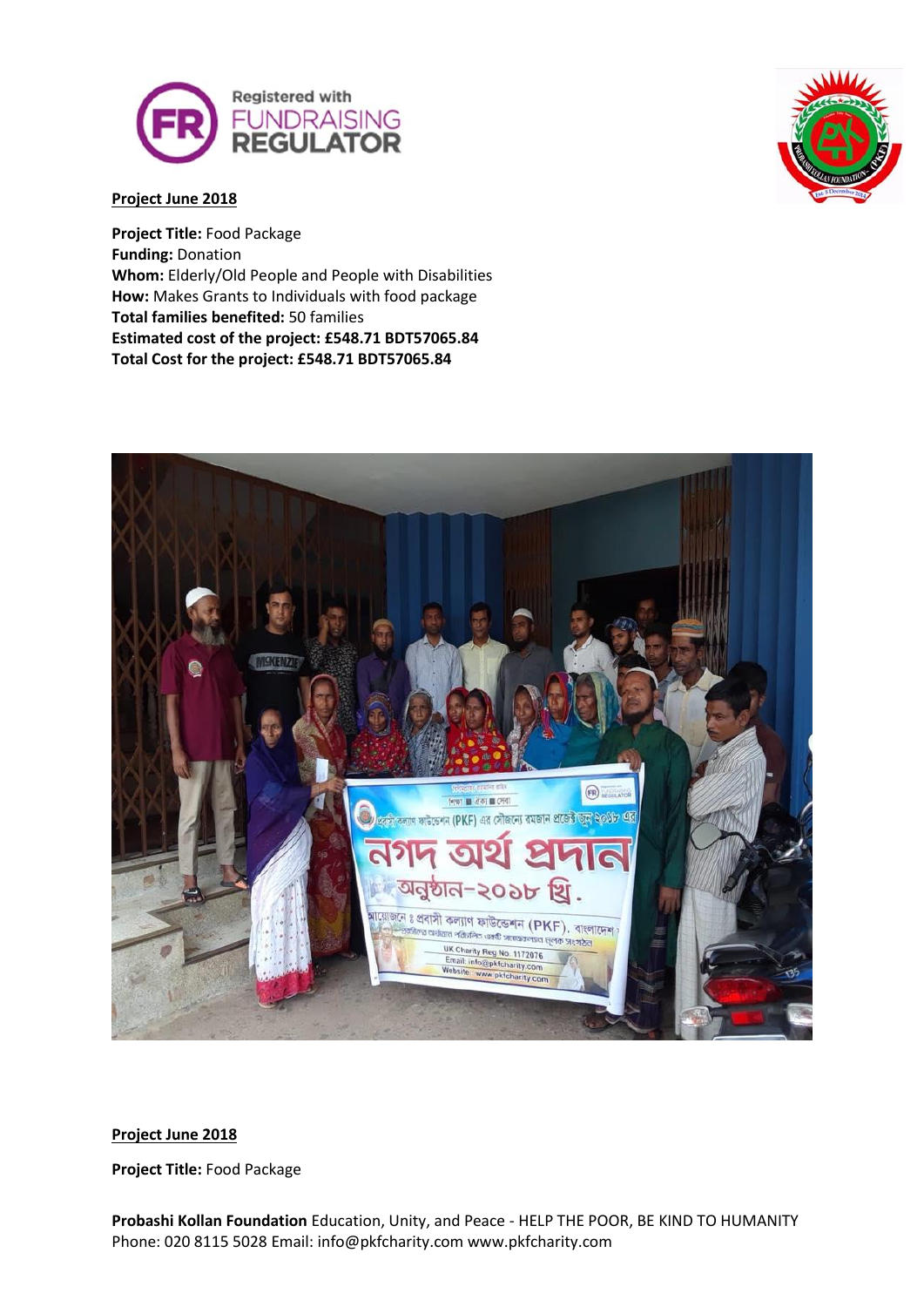**Project June 2018**

**Project Title:** Food Package
**Funding:** Donation
**Whom:** Elderly/Old People and People with Disabilities
**How:** Makes Grants to Individuals with food package
**Total families benefited:** 50 families
**Estimated cost of the project: £548.71 BDT57065.84**
**Total Cost for the project: £548.71 BDT57065.84**

**Project June 2018**

**Project Title:** Food Package

**Probashi Kollan Foundation** Education, Unity, and Peace - HELP THE POOR, BE KIND TO HUMANITY
Phone: 020 8115 5028 Email: info@pkfcharity.com www.pkfcharity.com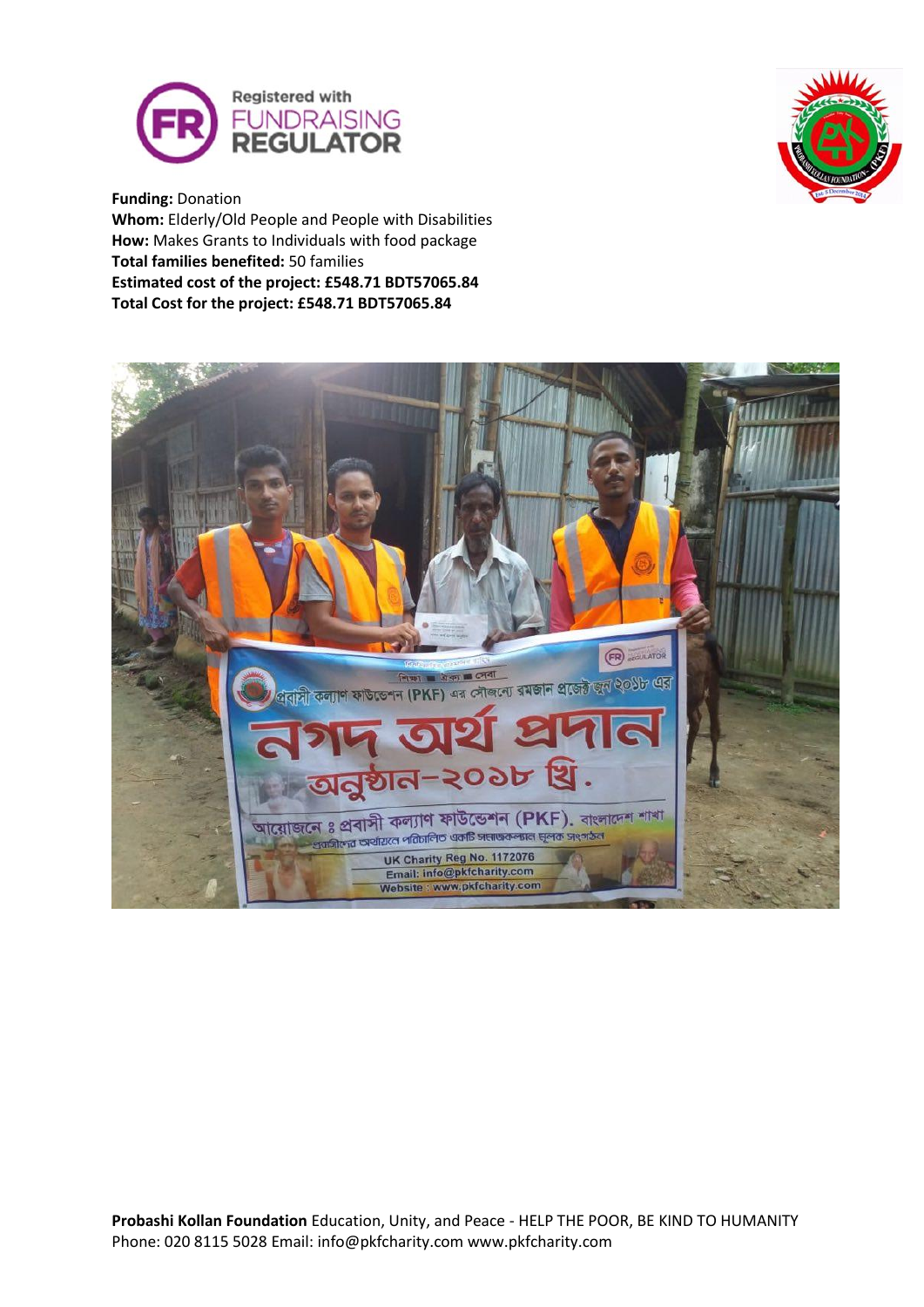**Funding:** Donation
**Whom:** Elderly/Old People and People with Disabilities
**How:** Makes Grants to Individuals with food package
**Total families benefited:** 50 families
**Estimated cost of the project: £548.71 BDT57065.84**
**Total Cost for the project: £548.71 BDT57065.84**

**Probashi Kollan Foundation** Education, Unity, and Peace - HELP THE POOR, BE KIND TO HUMANITY
Phone: 020 8115 5028 Email: info@pkfcharity.com www.pkfcharity.com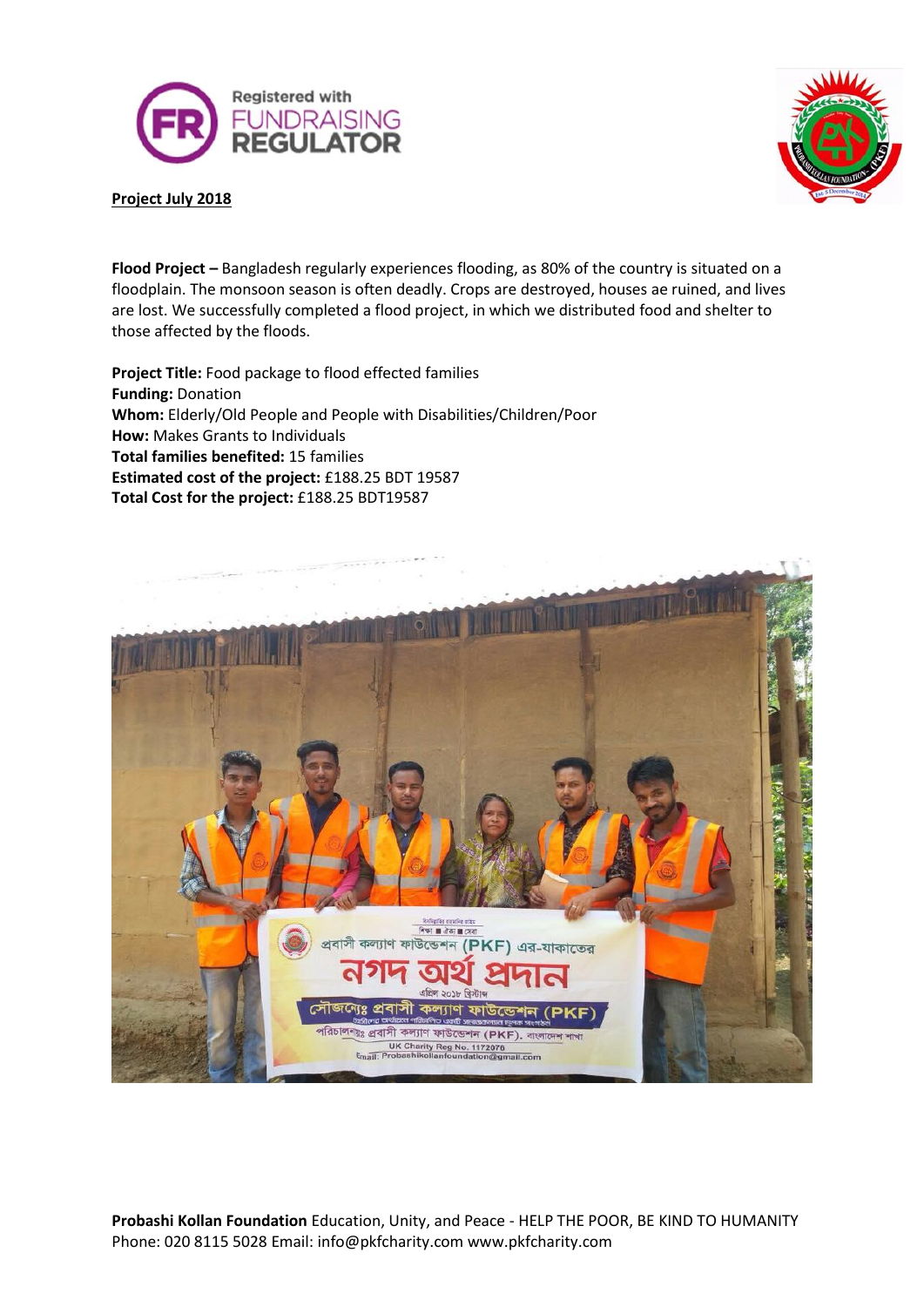**Project July 2018**

**Flood Project –** Bangladesh regularly experiences flooding, as 80% of the country is situated on a floodplain. The monsoon season is often deadly. Crops are destroyed, houses ae ruined, and lives are lost. We successfully completed a flood project, in which we distributed food and shelter to those affected by the floods.

**Project Title:** Food package to flood effected families
**Funding:** Donation
**Whom:** Elderly/Old People and People with Disabilities/Children/Poor
**How:** Makes Grants to Individuals
**Total families benefited:** 15 families
**Estimated cost of the project:** £188.25 BDT 19587
**Total Cost for the project:** £188.25 BDT19587

**Probashi Kollan Foundation** Education, Unity, and Peace - HELP THE POOR, BE KIND TO HUMANITY
Phone: 020 8115 5028 Email: info@pkfcharity.com www.pkfcharity.com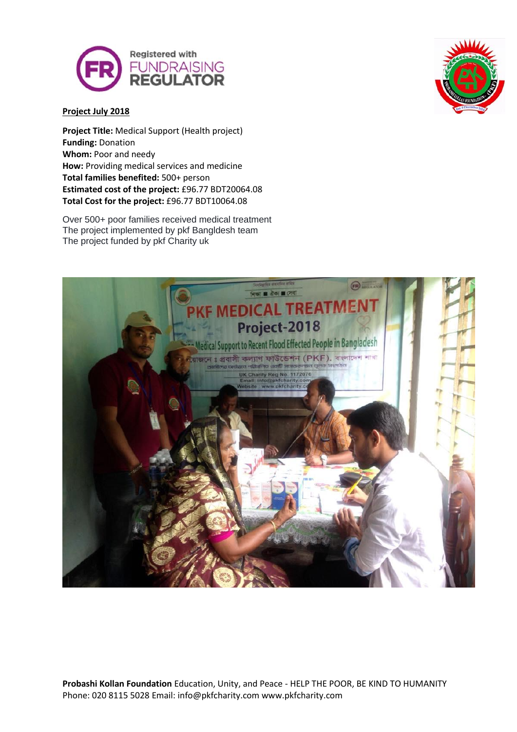**Project July 2018**

**Project Title:** Medical Support (Health project)
**Funding:** Donation
**Whom:** Poor and needy
**How:** Providing medical services and medicine
**Total families benefited:** 500+ person
**Estimated cost of the project:** £96.77 BDT20064.08
**Total Cost for the project:** £96.77 BDT10064.08

Over 500+ poor families received medical treatment
The project implemented by pkf Bangldesh team
The project funded by pkf Charity uk

**Probashi Kollan Foundation** Education, Unity, and Peace - HELP THE POOR, BE KIND TO HUMANITY
Phone: 020 8115 5028 Email: info@pkfcharity.com www.pkfcharity.com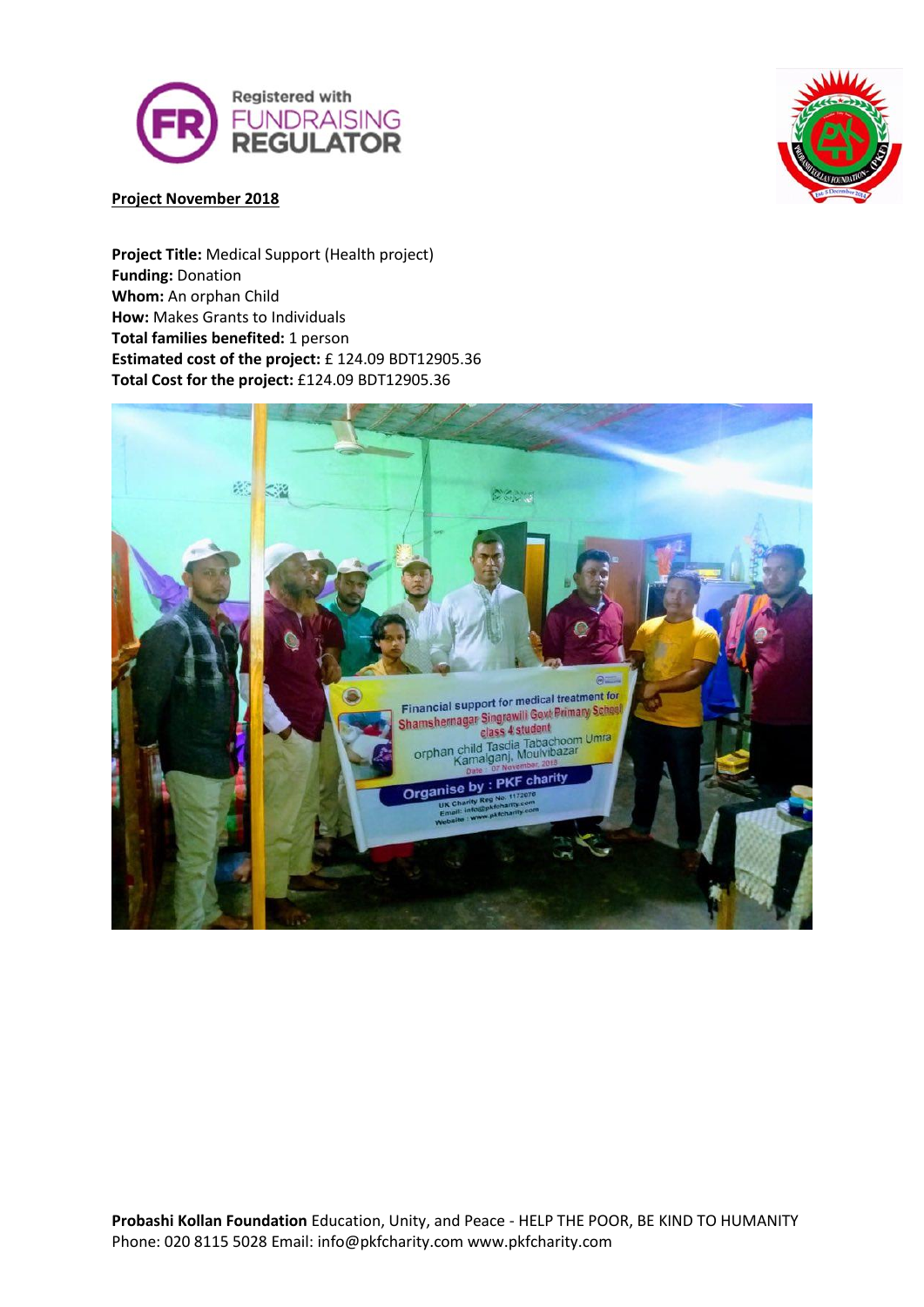Registered with FUNDRAISING REGULATOR

**Project November 2018**

**Project Title:** Medical Support (Health project)
**Funding:** Donation
**Whom:** An orphan Child
**How:** Makes Grants to Individuals
**Total families benefited:** 1 person
**Estimated cost of the project:** £ 124.09 BDT12905.36
**Total Cost for the project:** £124.09 BDT12905.36

**Probashi Kollan Foundation** Education, Unity, and Peace - HELP THE POOR, BE KIND TO HUMANITY
Phone: 020 8115 5028 Email: info@pkfcharity.com www.pkfcharity.com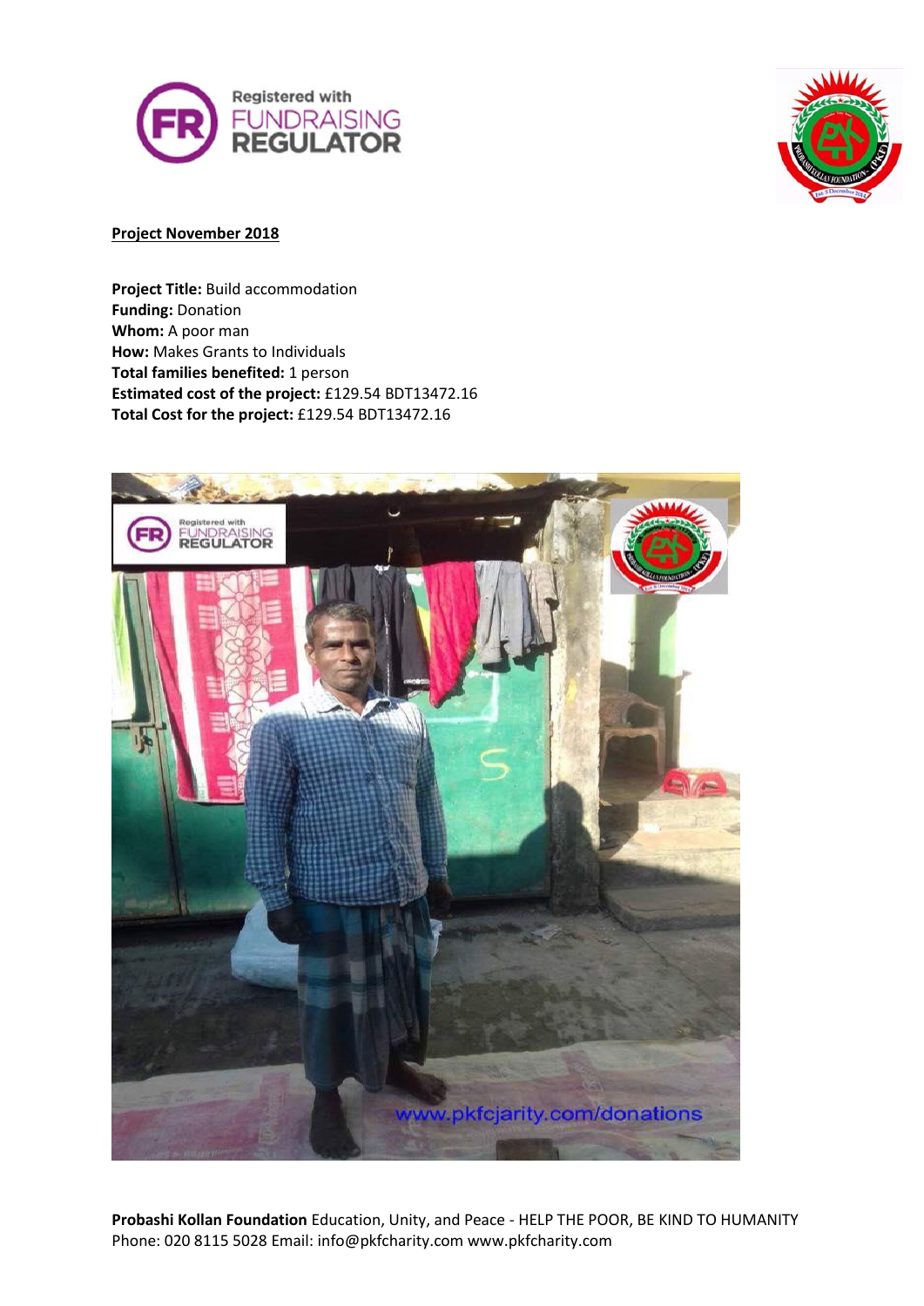**Project November 2018**

**Project Title:** Build accommodation
**Funding:** Donation
**Whom:** A poor man
**How:** Makes Grants to Individuals
**Total families benefited:** 1 person
**Estimated cost of the project:** £129.54 BDT13472.16
**Total Cost for the project:** £129.54 BDT13472.16

**Probashi Kollan Foundation** Education, Unity, and Peace - HELP THE POOR, BE KIND TO HUMANITY
Phone: 020 8115 5028 Email: info@pkfcharity.com www.pkfcharity.com